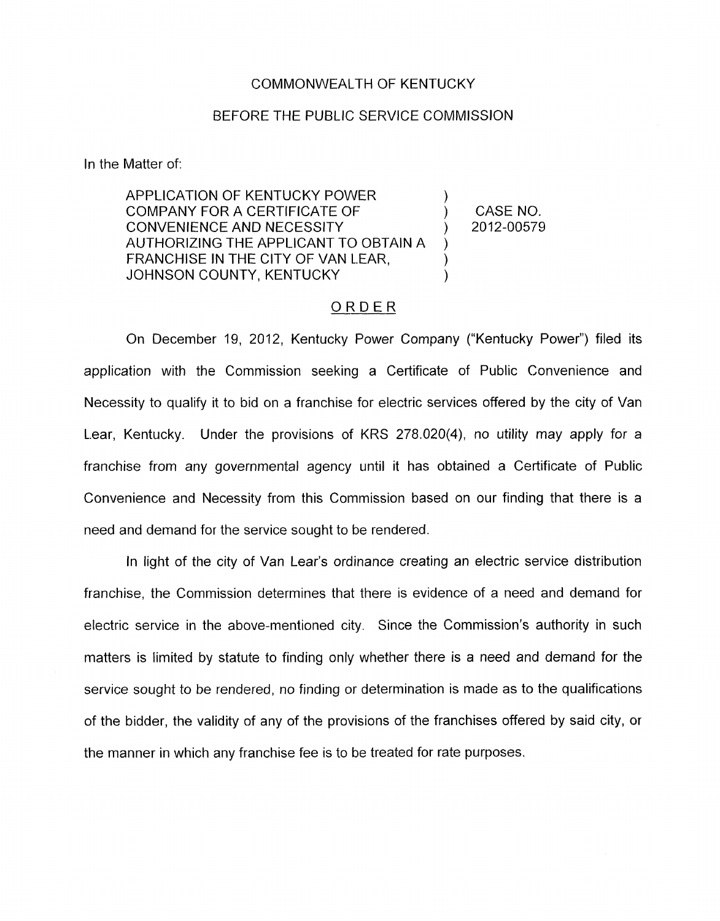COMMONWEALTH OF KENTUCKY

BEFORE THE PUBLIC SERVICE COMMISSION

In the Matter of:

| | | |
|---|---|---|
| APPLICATION OF KENTUCKY POWER COMPANY FOR A CERTIFICATE OF CONVENIENCE AND NECESSITY AUTHORIZING THE APPLICANT TO OBTAIN A FRANCHISE IN THE CITY OF VAN LEAR, JOHNSON COUNTY, KENTUCKY | ) | CASE NO. 2012-00579 |

## ORDER

On December 19, 2012, Kentucky Power Company ("Kentucky Power") filed its application with the Commission seeking a Certificate of Public Convenience and Necessity to qualify it to bid on a franchise for electric services offered by the city of Van Lear, Kentucky. Under the provisions of KRS 278.020(4), no utility may apply for a franchise from any governmental agency until it has obtained a Certificate of Public Convenience and Necessity from this Commission based on our finding that there is a need and demand for the service sought to be rendered.

In light of the city of Van Lear's ordinance creating an electric service distribution franchise, the Commission determines that there is evidence of a need and demand for electric service in the above-mentioned city. Since the Commission's authority in such matters is limited by statute to finding only whether there is a need and demand for the service sought to be rendered, no finding or determination is made as to the qualifications of the bidder, the validity of any of the provisions of the franchises offered by said city, or the manner in which any franchise fee is to be treated for rate purposes.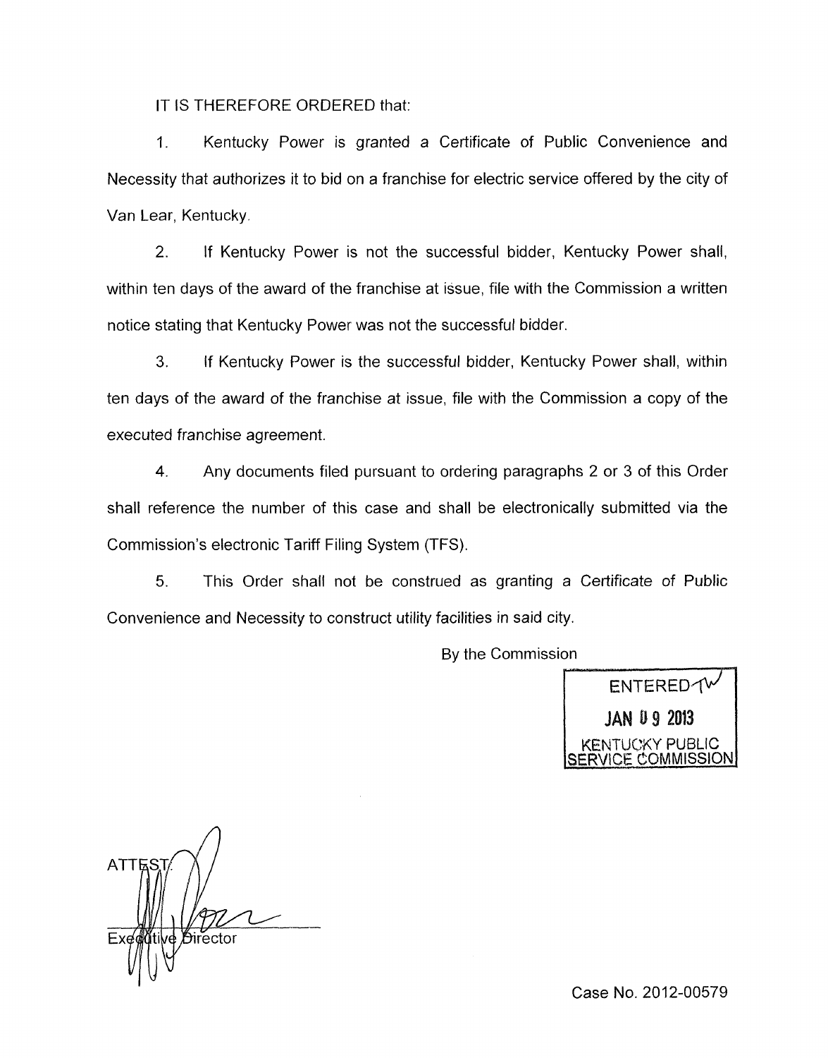IT IS THEREFORE ORDERED that:

1. Kentucky Power is granted a Certificate of Public Convenience and Necessity that authorizes it to bid on a franchise for electric service offered by the city of Van Lear, Kentucky.

2. If Kentucky Power is not the successful bidder, Kentucky Power shall, within ten days of the award of the franchise at issue, file with the Commission a written notice stating that Kentucky Power was not the successful bidder.

3. If Kentucky Power is the successful bidder, Kentucky Power shall, within ten days of the award of the franchise at issue, file with the Commission a copy of the executed franchise agreement.

4. Any documents filed pursuant to ordering paragraphs 2 or 3 of this Order shall reference the number of this case and shall be electronically submitted via the Commission's electronic Tariff Filing System (TFS).

5. This Order shall not be construed as granting a Certificate of Public Convenience and Necessity to construct utility facilities in said city.

By the Commission

ENTERED
JAN 09 2013
KENTUCKY PUBLIC SERVICE COMMISSION

ATTEST:

Executive Director

Case No. 2012-00579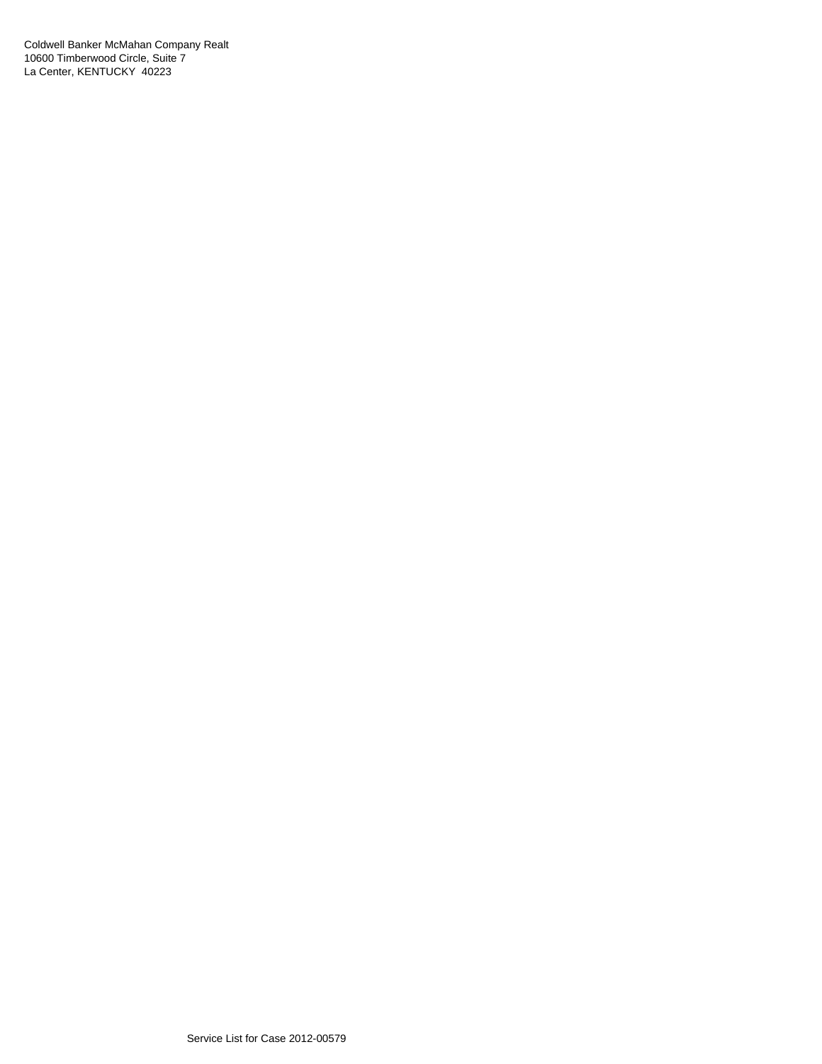Coldwell Banker McMahan Company Realt
10600 Timberwood Circle, Suite 7
La Center, KENTUCKY  40223

Service List for Case 2012-00579